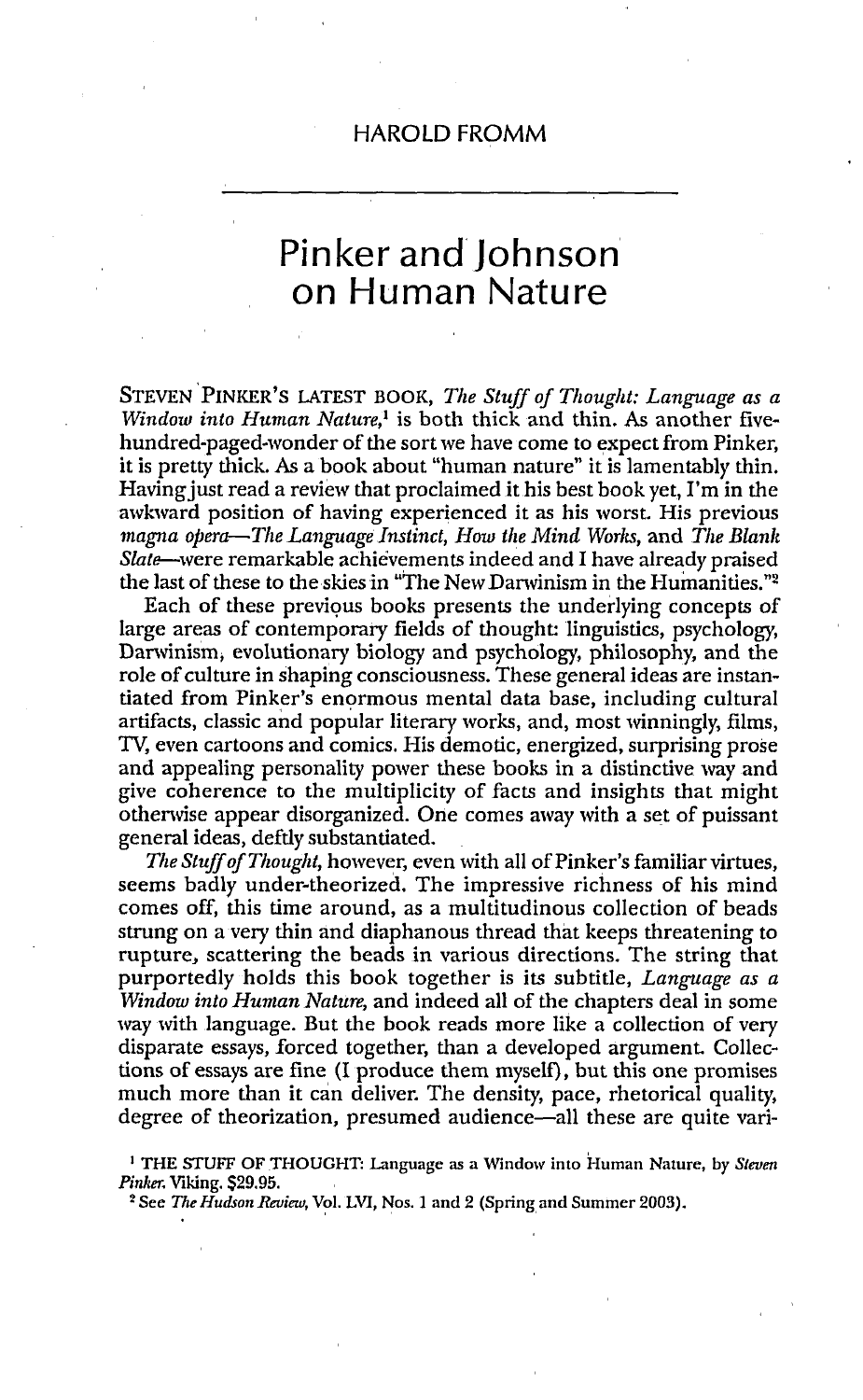HAROLD FROMM

# Pinker and Johnson on Human Nature

STEVEN PINKER'S LATEST BOOK, *The Stuff of Thought: Language as a Window into Human Nature*,[1] is both thick and thin. As another five-hundred-paged-wonder of the sort we have come to expect from Pinker, it is pretty thick. As a book about "human nature" it is lamentably thin. Having just read a review that proclaimed it his best book yet, I'm in the awkward position of having experienced it as his worst. His previous *magna opera*—*The Language Instinct*, *How the Mind Works*, and *The Blank Slate*—were remarkable achievements indeed and I have already praised the last of these to the skies in "The New Darwinism in the Humanities."[2]

Each of these previous books presents the underlying concepts of large areas of contemporary fields of thought: linguistics, psychology, Darwinism, evolutionary biology and psychology, philosophy, and the role of culture in shaping consciousness. These general ideas are instantiated from Pinker's enormous mental data base, including cultural artifacts, classic and popular literary works, and, most winningly, films, TV, even cartoons and comics. His demotic, energized, surprising prose and appealing personality power these books in a distinctive way and give coherence to the multiplicity of facts and insights that might otherwise appear disorganized. One comes away with a set of puissant general ideas, deftly substantiated.

*The Stuff of Thought*, however, even with all of Pinker's familiar virtues, seems badly under-theorized. The impressive richness of his mind comes off, this time around, as a multitudinous collection of beads strung on a very thin and diaphanous thread that keeps threatening to rupture, scattering the beads in various directions. The string that purportedly holds this book together is its subtitle, *Language as a Window into Human Nature*, and indeed all of the chapters deal in some way with language. But the book reads more like a collection of very disparate essays, forced together, than a developed argument. Collections of essays are fine (I produce them myself), but this one promises much more than it can deliver. The density, pace, rhetorical quality, degree of theorization, presumed audience—all these are quite vari-

[1] THE STUFF OF THOUGHT: Language as a Window into Human Nature, by *Steven Pinker*. Viking. $29.95.

[2] See *The Hudson Review*, Vol. LVI, Nos. 1 and 2 (Spring and Summer 2003).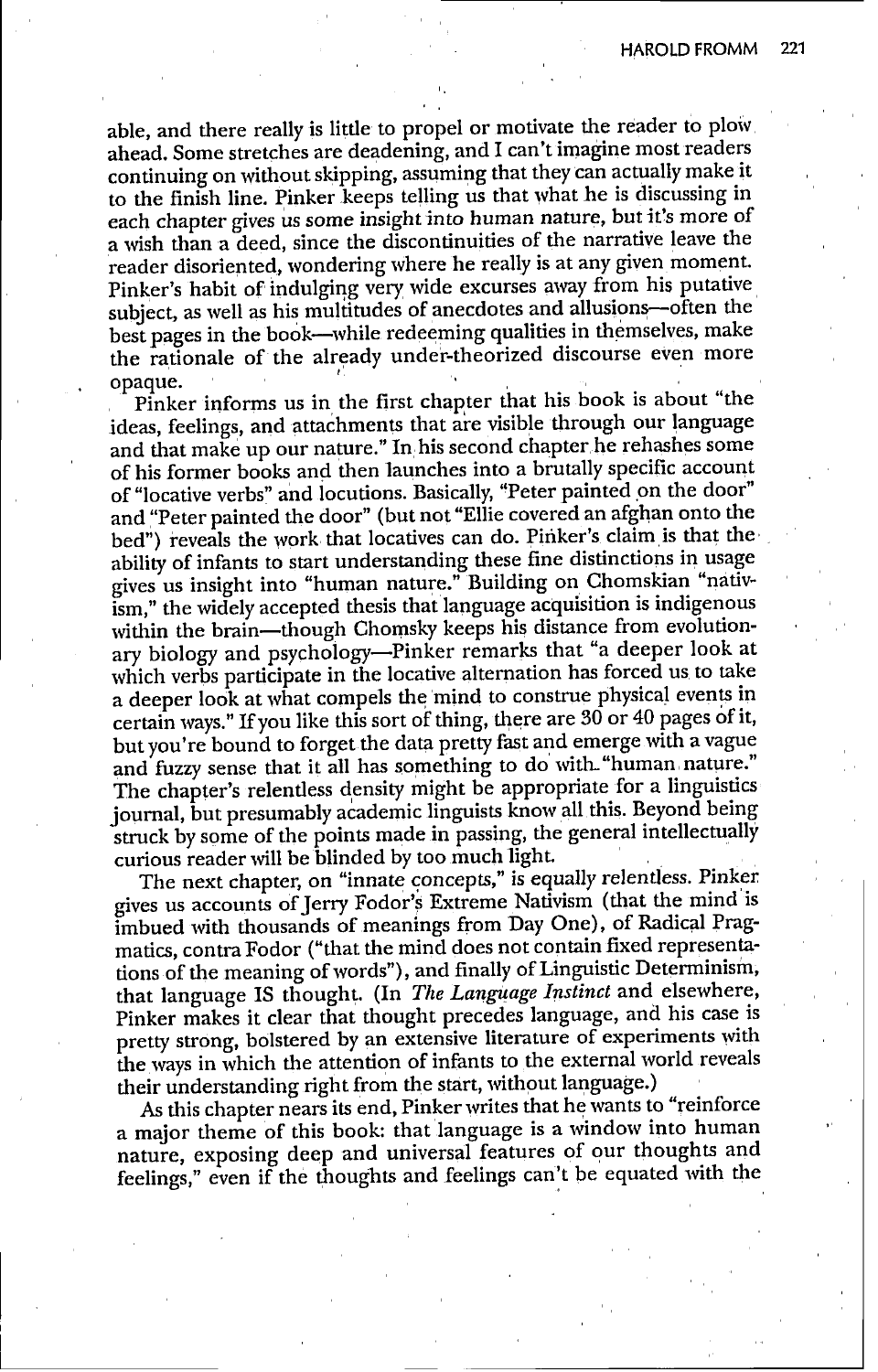able, and there really is little to propel or motivate the reader to plow ahead. Some stretches are deadening, and I can't imagine most readers continuing on without skipping, assuming that they can actually make it to the finish line. Pinker keeps telling us that what he is discussing in each chapter gives us some insight into human nature, but it's more of a wish than a deed, since the discontinuities of the narrative leave the reader disoriented, wondering where he really is at any given moment. Pinker's habit of indulging very wide excurses away from his putative subject, as well as his multitudes of anecdotes and allusions—often the best pages in the book—while redeeming qualities in themselves, make the rationale of the already under-theorized discourse even more opaque.

Pinker informs us in the first chapter that his book is about "the ideas, feelings, and attachments that are visible through our language and that make up our nature." In his second chapter he rehashes some of his former books and then launches into a brutally specific account of "locative verbs" and locutions. Basically, "Peter painted on the door" and "Peter painted the door" (but not "Ellie covered an afghan onto the bed") reveals the work that locatives can do. Pinker's claim is that the ability of infants to start understanding these fine distinctions in usage gives us insight into "human nature." Building on Chomskian "nativism," the widely accepted thesis that language acquisition is indigenous within the brain—though Chomsky keeps his distance from evolutionary biology and psychology—Pinker remarks that "a deeper look at which verbs participate in the locative alternation has forced us to take a deeper look at what compels the mind to construe physical events in certain ways." If you like this sort of thing, there are 30 or 40 pages of it, but you're bound to forget the data pretty fast and emerge with a vague and fuzzy sense that it all has something to do with "human nature." The chapter's relentless density might be appropriate for a linguistics journal, but presumably academic linguists know all this. Beyond being struck by some of the points made in passing, the general intellectually curious reader will be blinded by too much light.

The next chapter, on "innate concepts," is equally relentless. Pinker gives us accounts of Jerry Fodor's Extreme Nativism (that the mind is imbued with thousands of meanings from Day One), of Radical Pragmatics, contra Fodor ("that the mind does not contain fixed representations of the meaning of words"), and finally of Linguistic Determinism, that language IS thought. (In *The Language Instinct* and elsewhere, Pinker makes it clear that thought precedes language, and his case is pretty strong, bolstered by an extensive literature of experiments with the ways in which the attention of infants to the external world reveals their understanding right from the start, without language.)

As this chapter nears its end, Pinker writes that he wants to "reinforce a major theme of this book: that language is a window into human nature, exposing deep and universal features of our thoughts and feelings," even if the thoughts and feelings can't be equated with the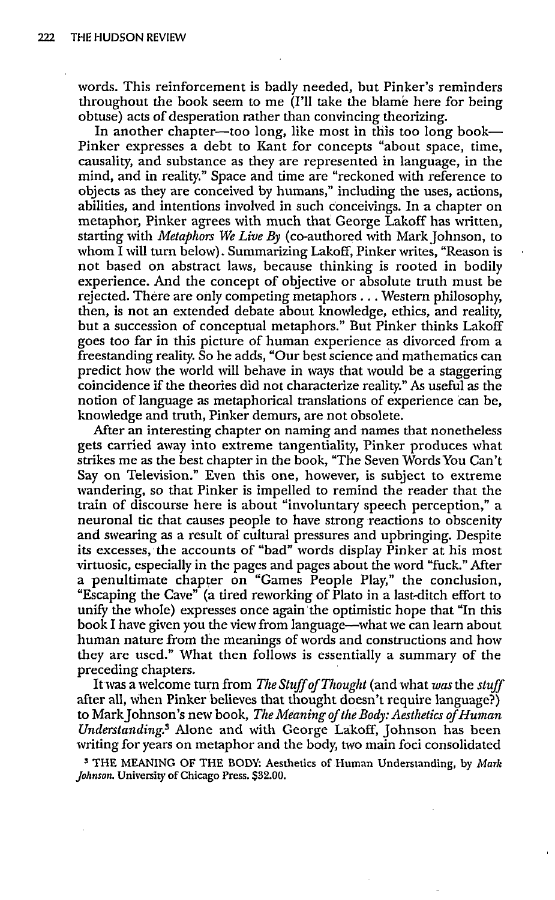words. This reinforcement is badly needed, but Pinker's reminders throughout the book seem to me (I'll take the blame here for being obtuse) acts of desperation rather than convincing theorizing.

In another chapter—too long, like most in this too long book—Pinker expresses a debt to Kant for concepts "about space, time, causality, and substance as they are represented in language, in the mind, and in reality." Space and time are "reckoned with reference to objects as they are conceived by humans," including the uses, actions, abilities, and intentions involved in such conceivings. In a chapter on metaphor, Pinker agrees with much that George Lakoff has written, starting with *Metaphors We Live By* (co-authored with Mark Johnson, to whom I will turn below). Summarizing Lakoff, Pinker writes, "Reason is not based on abstract laws, because thinking is rooted in bodily experience. And the concept of objective or absolute truth must be rejected. There are only competing metaphors . . . Western philosophy, then, is not an extended debate about knowledge, ethics, and reality, but a succession of conceptual metaphors." But Pinker thinks Lakoff goes too far in this picture of human experience as divorced from a freestanding reality. So he adds, "Our best science and mathematics can predict how the world will behave in ways that would be a staggering coincidence if the theories did not characterize reality." As useful as the notion of language as metaphorical translations of experience can be, knowledge and truth, Pinker demurs, are not obsolete.

After an interesting chapter on naming and names that nonetheless gets carried away into extreme tangentiality, Pinker produces what strikes me as the best chapter in the book, "The Seven Words You Can't Say on Television." Even this one, however, is subject to extreme wandering, so that Pinker is impelled to remind the reader that the train of discourse here is about "involuntary speech perception," a neuronal tic that causes people to have strong reactions to obscenity and swearing as a result of cultural pressures and upbringing. Despite its excesses, the accounts of "bad" words display Pinker at his most virtuosic, especially in the pages and pages about the word "fuck." After a penultimate chapter on "Games People Play," the conclusion, "Escaping the Cave" (a tired reworking of Plato in a last-ditch effort to unify the whole) expresses once again the optimistic hope that "In this book I have given you the view from language—what we can learn about human nature from the meanings of words and constructions and how they are used." What then follows is essentially a summary of the preceding chapters.

It was a welcome turn from *The Stuff of Thought* (and what *was* the *stuff* after all, when Pinker believes that thought doesn't require language?) to Mark Johnson's new book, *The Meaning of the Body: Aesthetics of Human Understanding*.[3] Alone and with George Lakoff, Johnson has been writing for years on metaphor and the body, two main foci consolidated

[3] THE MEANING OF THE BODY: Aesthetics of Human Understanding, by *Mark Johnson*. University of Chicago Press. $32.00.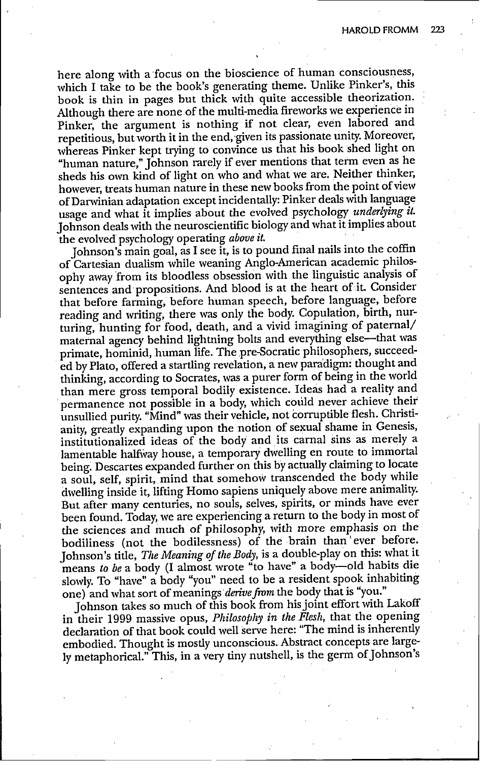here along with a focus on the bioscience of human consciousness, which I take to be the book's generating theme. Unlike Pinker's, this book is thin in pages but thick with quite accessible theorization. Although there are none of the multi-media fireworks we experience in Pinker, the argument is nothing if not clear, even labored and repetitious, but worth it in the end, given its passionate unity. Moreover, whereas Pinker kept trying to convince us that his book shed light on "human nature," Johnson rarely if ever mentions that term even as he sheds his own kind of light on who and what we are. Neither thinker, however, treats human nature in these new books from the point of view of Darwinian adaptation except incidentally: Pinker deals with language usage and what it implies about the evolved psychology *underlying it.* Johnson deals with the neuroscientific biology and what it implies about the evolved psychology operating *above it.*

Johnson's main goal, as I see it, is to pound final nails into the coffin of Cartesian dualism while weaning Anglo-American academic philosophy away from its bloodless obsession with the linguistic analysis of sentences and propositions. And blood is at the heart of it. Consider that before farming, before human speech, before language, before reading and writing, there was only the body. Copulation, birth, nurturing, hunting for food, death, and a vivid imagining of paternal/maternal agency behind lightning bolts and everything else—that was primate, hominid, human life. The pre-Socratic philosophers, succeeded by Plato, offered a startling revelation, a new paradigm: thought and thinking, according to Socrates, was a purer form of being in the world than mere gross temporal bodily existence. Ideas had a reality and permanence not possible in a body, which could never achieve their unsullied purity. "Mind" was their vehicle, not corruptible flesh. Christianity, greatly expanding upon the notion of sexual shame in Genesis, institutionalized ideas of the body and its carnal sins as merely a lamentable halfway house, a temporary dwelling en route to immortal being. Descartes expanded further on this by actually claiming to locate a soul, self, spirit, mind that somehow transcended the body while dwelling inside it, lifting Homo sapiens uniquely above mere animality. But after many centuries, no souls, selves, spirits, or minds have ever been found. Today, we are experiencing a return to the body in most of the sciences and much of philosophy, with more emphasis on the bodiliness (not the bodilessness) of the brain than ever before. Johnson's title, *The Meaning of the Body,* is a double-play on this: what it means *to be* a body (I almost wrote "to have" a body—old habits die slowly. To "have" a body "you" need to be a resident spook inhabiting one) and what sort of meanings *derive from* the body that is "you."

Johnson takes so much of this book from his joint effort with Lakoff in their 1999 massive opus, *Philosophy in the Flesh,* that the opening declaration of that book could well serve here: "The mind is inherently embodied. Thought is mostly unconscious. Abstract concepts are largely metaphorical." This, in a very tiny nutshell, is the germ of Johnson's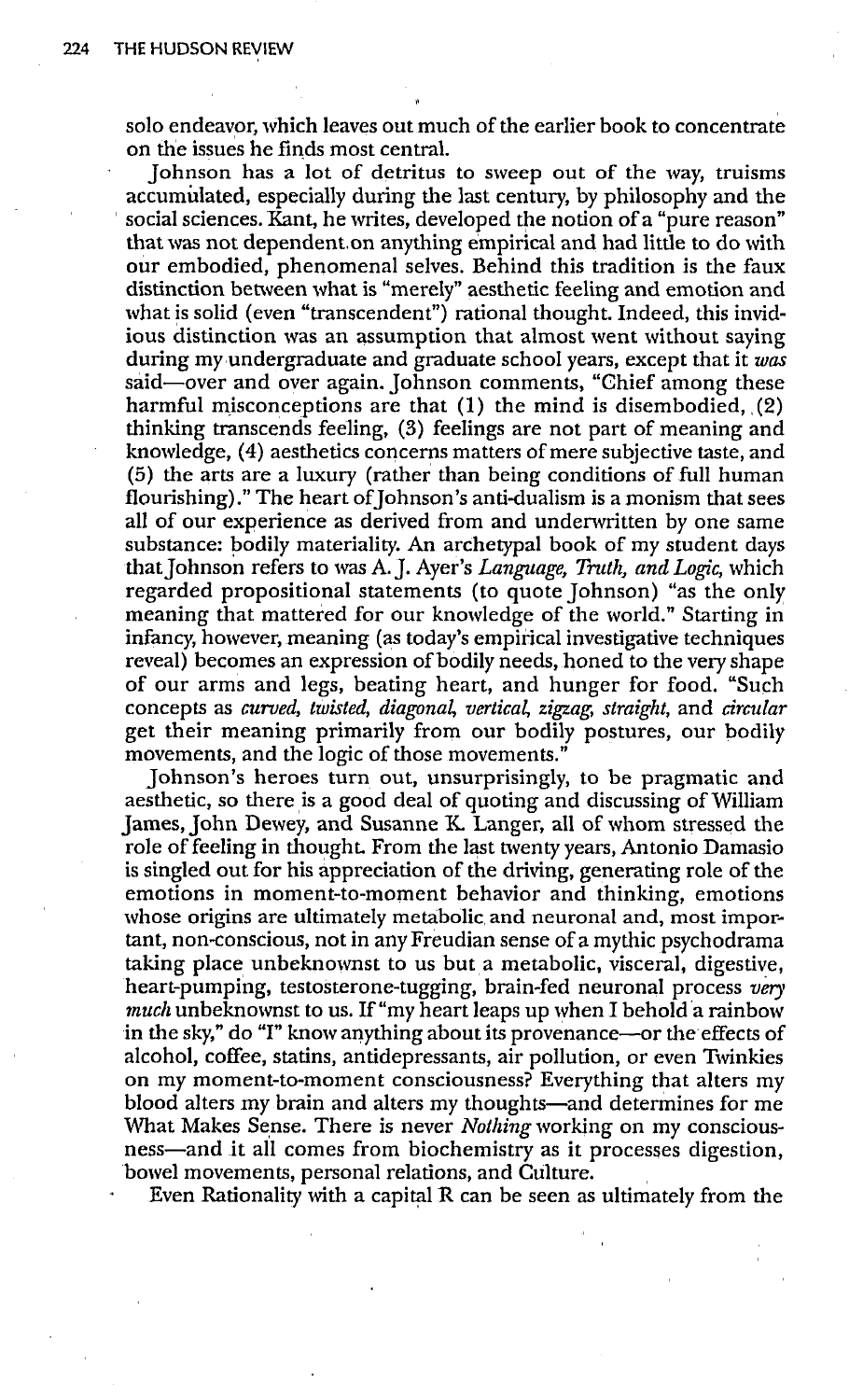solo endeavor, which leaves out much of the earlier book to concentrate on the issues he finds most central.

Johnson has a lot of detritus to sweep out of the way, truisms accumulated, especially during the last century, by philosophy and the social sciences. Kant, he writes, developed the notion of a "pure reason" that was not dependent on anything empirical and had little to do with our embodied, phenomenal selves. Behind this tradition is the faux distinction between what is "merely" aesthetic feeling and emotion and what is solid (even "transcendent") rational thought. Indeed, this invidious distinction was an assumption that almost went without saying during my undergraduate and graduate school years, except that it *was* said—over and over again. Johnson comments, "Chief among these harmful misconceptions are that (1) the mind is disembodied, (2) thinking transcends feeling, (3) feelings are not part of meaning and knowledge, (4) aesthetics concerns matters of mere subjective taste, and (5) the arts are a luxury (rather than being conditions of full human flourishing)." The heart of Johnson's anti-dualism is a monism that sees all of our experience as derived from and underwritten by one same substance: bodily materiality. An archetypal book of my student days that Johnson refers to was A. J. Ayer's *Language, Truth, and Logic,* which regarded propositional statements (to quote Johnson) "as the only meaning that mattered for our knowledge of the world." Starting in infancy, however, meaning (as today's empirical investigative techniques reveal) becomes an expression of bodily needs, honed to the very shape of our arms and legs, beating heart, and hunger for food. "Such concepts as *curved, twisted, diagonal, vertical, zigzag, straight,* and *circular* get their meaning primarily from our bodily postures, our bodily movements, and the logic of those movements."

Johnson's heroes turn out, unsurprisingly, to be pragmatic and aesthetic, so there is a good deal of quoting and discussing of William James, John Dewey, and Susanne K. Langer, all of whom stressed the role of feeling in thought. From the last twenty years, Antonio Damasio is singled out for his appreciation of the driving, generating role of the emotions in moment-to-moment behavior and thinking, emotions whose origins are ultimately metabolic and neuronal and, most important, non-conscious, not in any Freudian sense of a mythic psychodrama taking place unbeknownst to us but a metabolic, visceral, digestive, heart-pumping, testosterone-tugging, brain-fed neuronal process *very much* unbeknownst to us. If "my heart leaps up when I behold a rainbow in the sky," do "I" know anything about its provenance—or the effects of alcohol, coffee, statins, antidepressants, air pollution, or even Twinkies on my moment-to-moment consciousness? Everything that alters my blood alters my brain and alters my thoughts—and determines for me What Makes Sense. There is never *Nothing* working on my consciousness—and it all comes from biochemistry as it processes digestion, bowel movements, personal relations, and Culture.

Even Rationality with a capital R can be seen as ultimately from the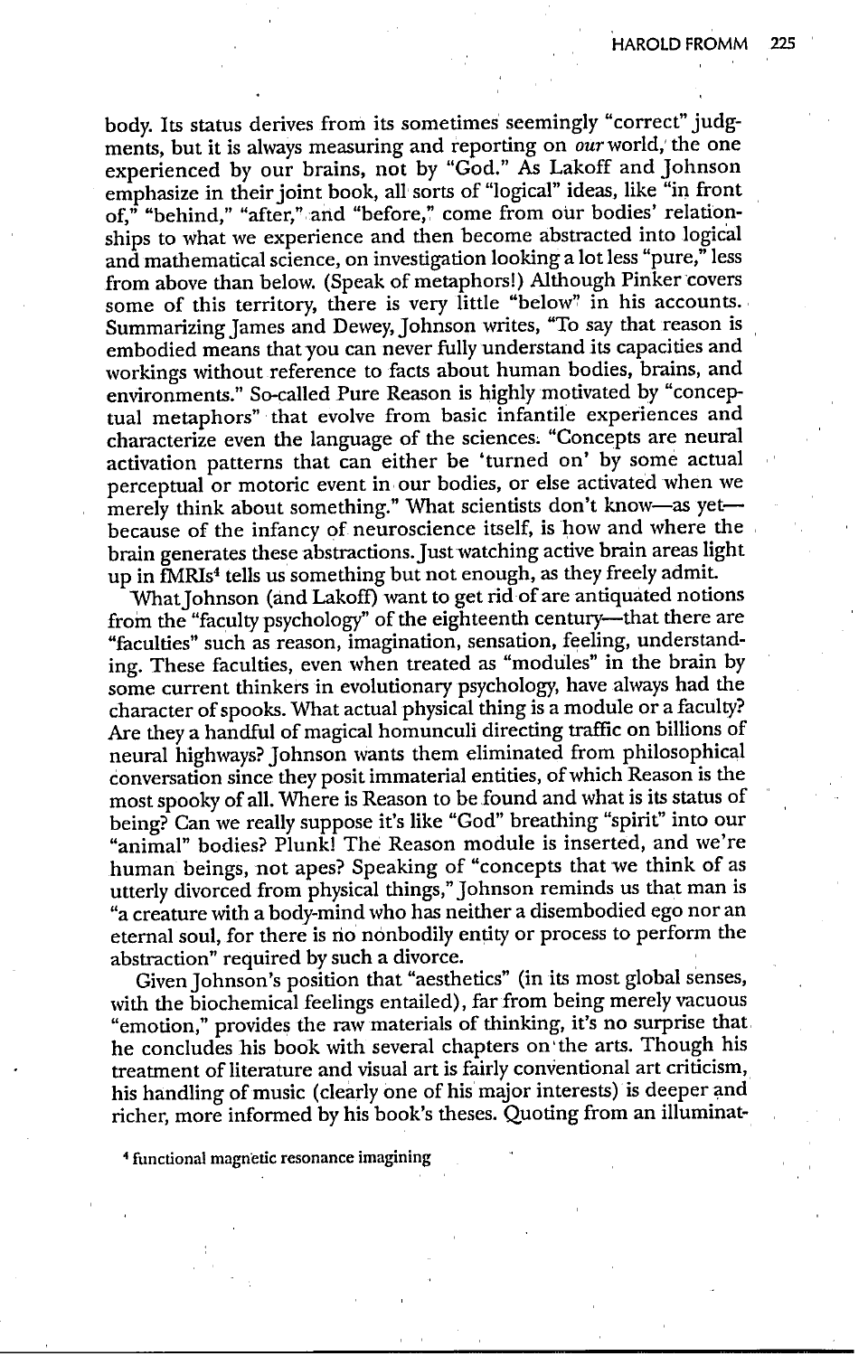body. Its status derives from its sometimes seemingly "correct" judgments, but it is always measuring and reporting on *our* world, the one experienced by our brains, not by "God." As Lakoff and Johnson emphasize in their joint book, all sorts of "logical" ideas, like "in front of," "behind," "after," and "before," come from our bodies' relationships to what we experience and then become abstracted into logical and mathematical science, on investigation looking a lot less "pure," less from above than below. (Speak of metaphors!) Although Pinker covers some of this territory, there is very little "below" in his accounts. Summarizing James and Dewey, Johnson writes, "To say that reason is embodied means that you can never fully understand its capacities and workings without reference to facts about human bodies, brains, and environments." So-called Pure Reason is highly motivated by "conceptual metaphors" that evolve from basic infantile experiences and characterize even the language of the sciences. "Concepts are neural activation patterns that can either be 'turned on' by some actual perceptual or motoric event in our bodies, or else activated when we merely think about something." What scientists don't know—as yet—because of the infancy of neuroscience itself, is how and where the brain generates these abstractions. Just watching active brain areas light up in fMRIs[4] tells us something but not enough, as they freely admit.

What Johnson (and Lakoff) want to get rid of are antiquated notions from the "faculty psychology" of the eighteenth century—that there are "faculties" such as reason, imagination, sensation, feeling, understanding. These faculties, even when treated as "modules" in the brain by some current thinkers in evolutionary psychology, have always had the character of spooks. What actual physical thing is a module or a faculty? Are they a handful of magical homunculi directing traffic on billions of neural highways? Johnson wants them eliminated from philosophical conversation since they posit immaterial entities, of which Reason is the most spooky of all. Where is Reason to be found and what is its status of being? Can we really suppose it's like "God" breathing "spirit" into our "animal" bodies? Plunk! The Reason module is inserted, and we're human beings, not apes? Speaking of "concepts that we think of as utterly divorced from physical things," Johnson reminds us that man is "a creature with a body-mind who has neither a disembodied ego nor an eternal soul, for there is no nonbodily entity or process to perform the abstraction" required by such a divorce.

Given Johnson's position that "aesthetics" (in its most global senses, with the biochemical feelings entailed), far from being merely vacuous "emotion," provides the raw materials of thinking, it's no surprise that he concludes his book with several chapters on the arts. Though his treatment of literature and visual art is fairly conventional art criticism, his handling of music (clearly one of his major interests) is deeper and richer, more informed by his book's theses. Quoting from an illuminat-

[4] functional magnetic resonance imagining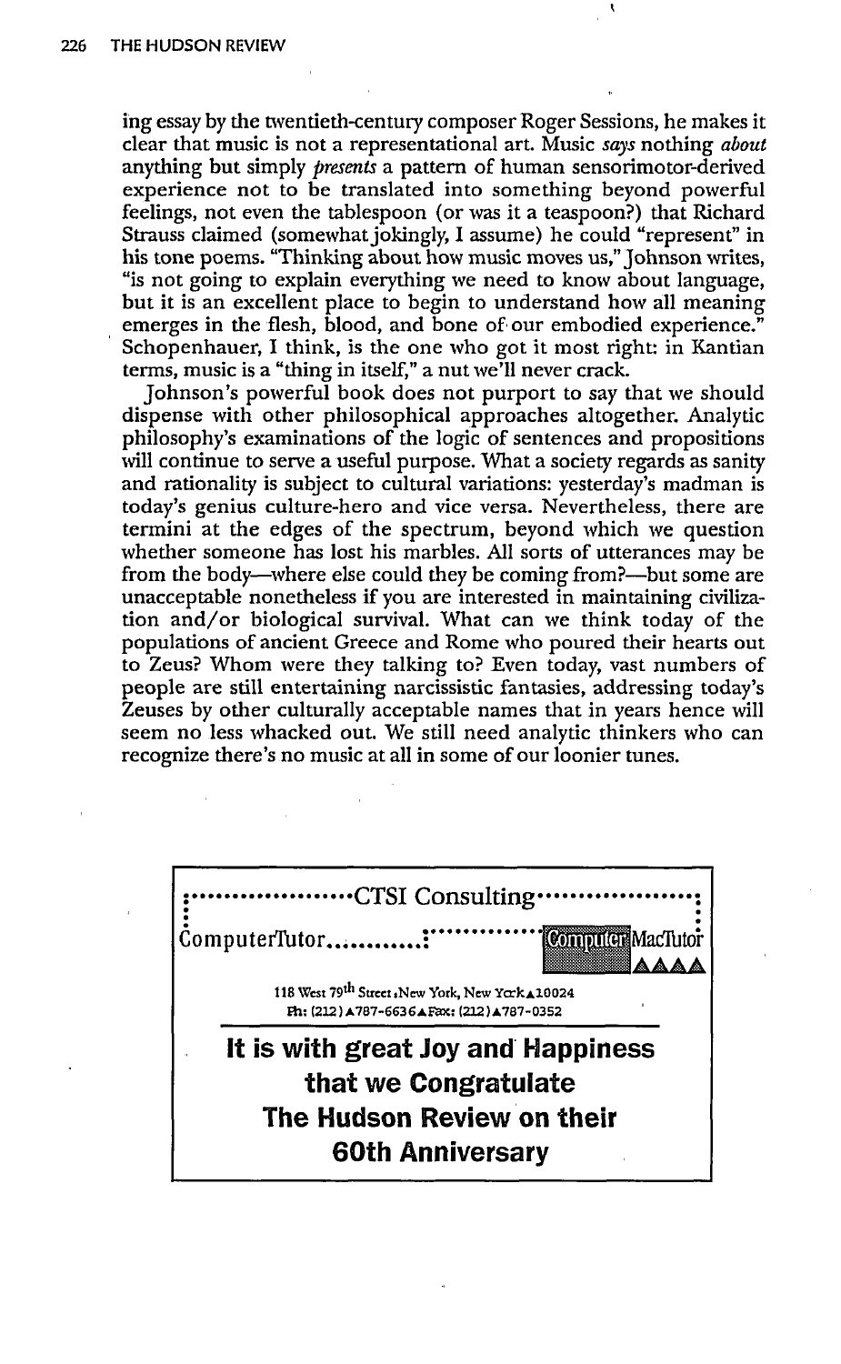ing essay by the twentieth-century composer Roger Sessions, he makes it clear that music is not a representational art. Music *says* nothing *about* anything but simply *presents* a pattern of human sensorimotor-derived experience not to be translated into something beyond powerful feelings, not even the tablespoon (or was it a teaspoon?) that Richard Strauss claimed (somewhat jokingly, I assume) he could "represent" in his tone poems. "Thinking about how music moves us," Johnson writes, "is not going to explain everything we need to know about language, but it is an excellent place to begin to understand how all meaning emerges in the flesh, blood, and bone of our embodied experience." Schopenhauer, I think, is the one who got it most right: in Kantian terms, music is a "thing in itself," a nut we'll never crack.

Johnson's powerful book does not purport to say that we should dispense with other philosophical approaches altogether. Analytic philosophy's examinations of the logic of sentences and propositions will continue to serve a useful purpose. What a society regards as sanity and rationality is subject to cultural variations: yesterday's madman is today's genius culture-hero and vice versa. Nevertheless, there are termini at the edges of the spectrum, beyond which we question whether someone has lost his marbles. All sorts of utterances may be from the body—where else could they be coming from?—but some are unacceptable nonetheless if you are interested in maintaining civilization and/or biological survival. What can we think today of the populations of ancient Greece and Rome who poured their hearts out to Zeus? Whom were they talking to? Even today, vast numbers of people are still entertaining narcissistic fantasies, addressing today's Zeuses by other culturally acceptable names that in years hence will seem no less whacked out. We still need analytic thinkers who can recognize there's no music at all in some of our loonier tunes.

CTSI Consulting

ComputerTutor ComputerMacTutor

118 West 79th Street, New York, New York 10024
Ph: (212) 787-6636 Fax: (212) 787-0352

**It is with great Joy and Happiness that we Congratulate The Hudson Review on their 60th Anniversary**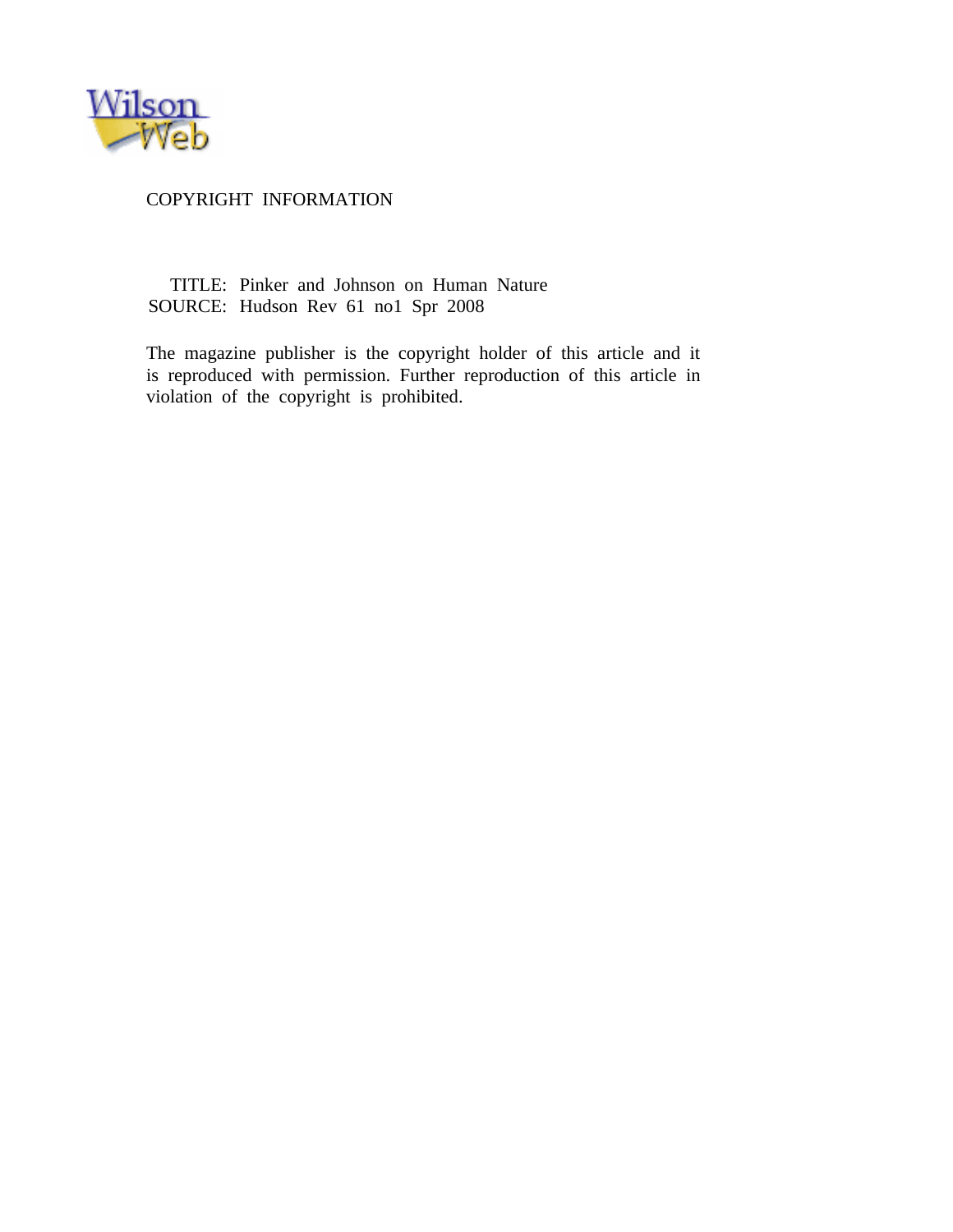COPYRIGHT INFORMATION

TITLE: Pinker and Johnson on Human Nature
SOURCE: Hudson Rev 61 no1 Spr 2008

The magazine publisher is the copyright holder of this article and it is reproduced with permission. Further reproduction of this article in violation of the copyright is prohibited.